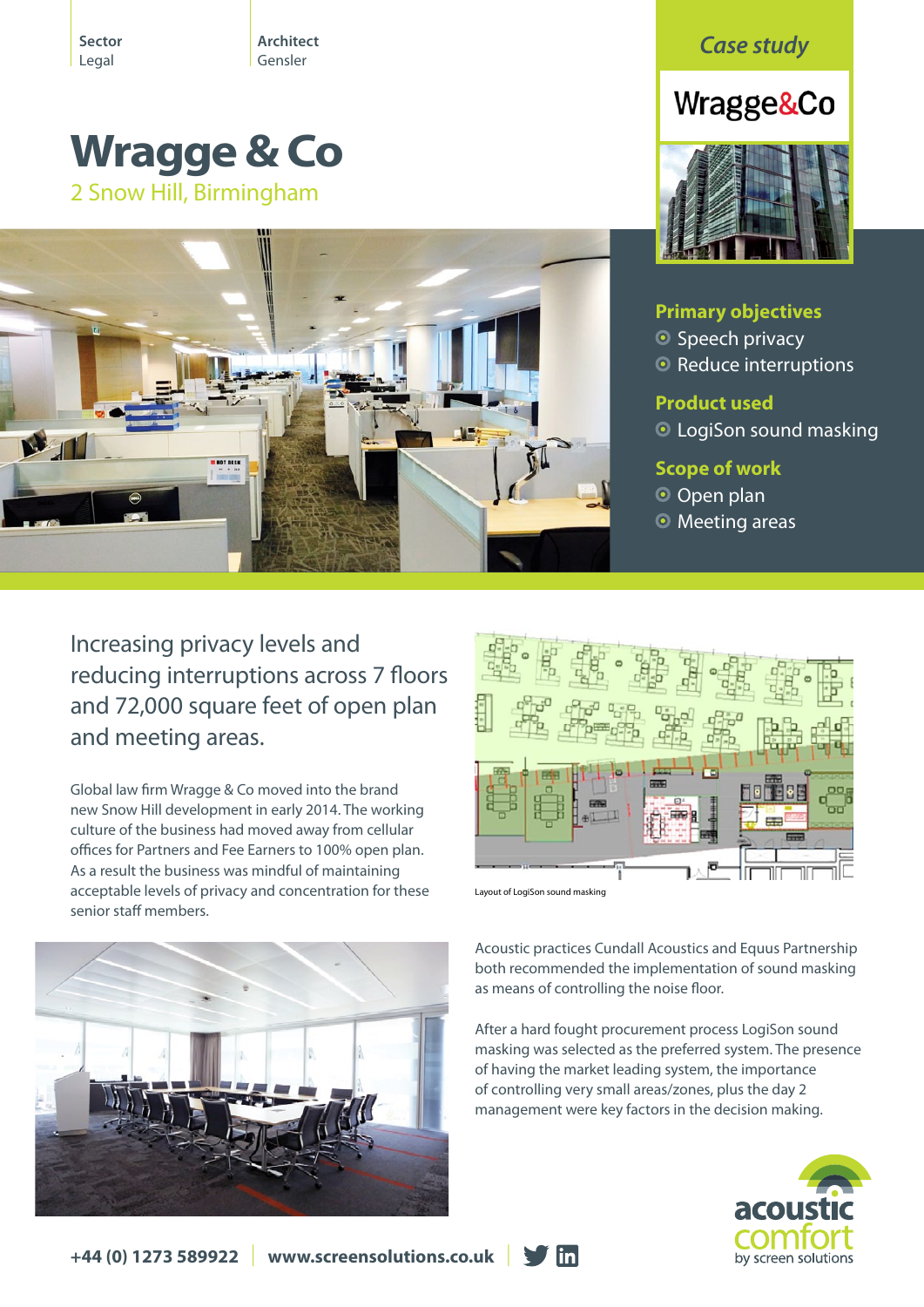Sector
Legal

Architect
Gensler

*Case study*

# Wragge & Co

## 2 Snow Hill, Birmingham

### Primary objectives

- Speech privacy
- Reduce interruptions

### Product used

- LogiSon sound masking

### Scope of work

- Open plan
- Meeting areas

Increasing privacy levels and reducing interruptions across 7 floors and 72,000 square feet of open plan and meeting areas.

Global law firm Wragge & Co moved into the brand new Snow Hill development in early 2014. The working culture of the business had moved away from cellular offices for Partners and Fee Earners to 100% open plan. As a result the business was mindful of maintaining acceptable levels of privacy and concentration for these senior staff members.

Layout of LogiSon sound masking

Acoustic practices Cundall Acoustics and Equus Partnership both recommended the implementation of sound masking as means of controlling the noise floor.

After a hard fought procurement process LogiSon sound masking was selected as the preferred system. The presence of having the market leading system, the importance of controlling very small areas/zones, plus the day 2 management were key factors in the decision making.

acoustic comfort by screen solutions

+44 (0) 1273 589922 | www.screensolutions.co.uk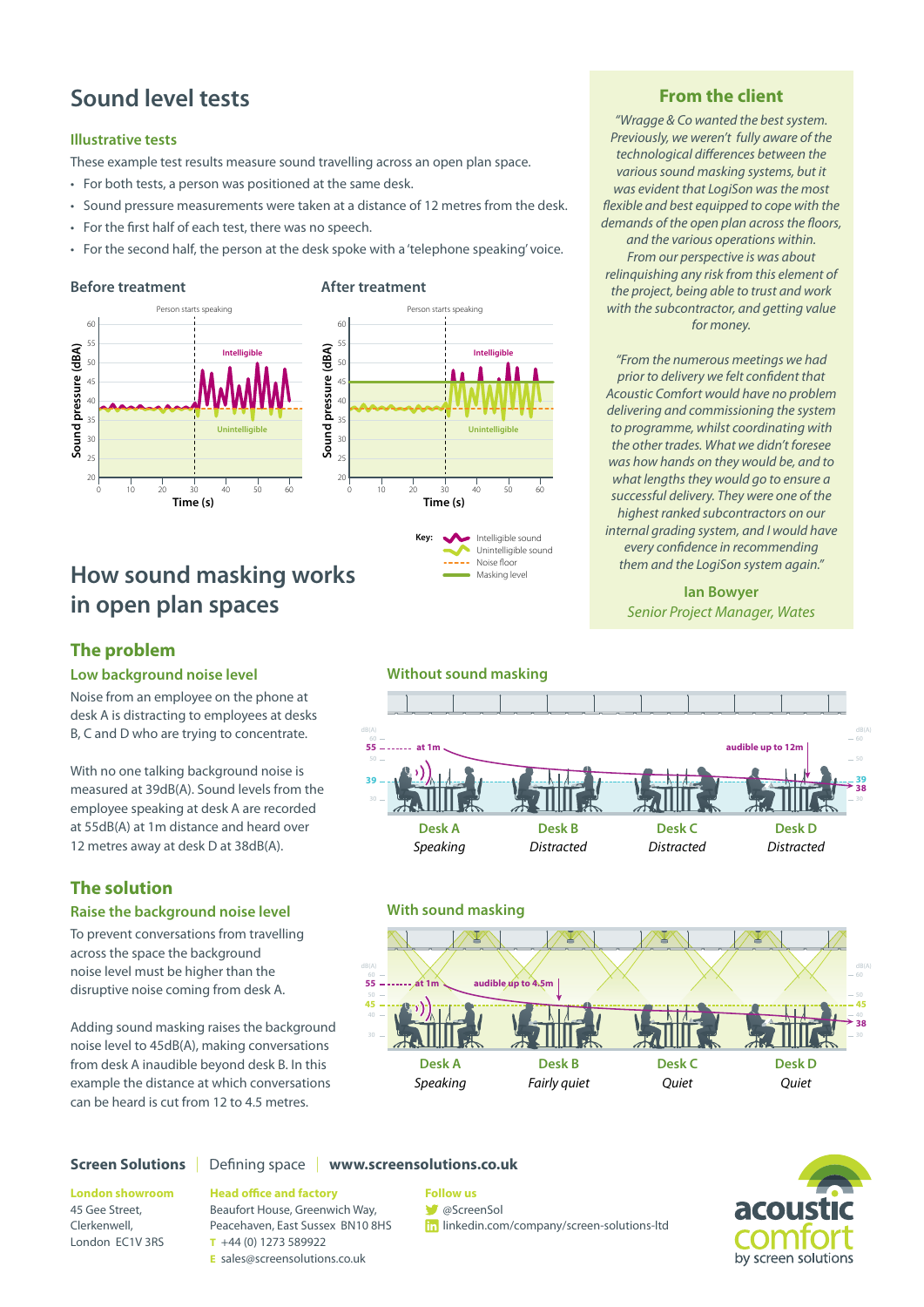# Sound level tests

## Illustrative tests

These example test results measure sound travelling across an open plan space.

- For both tests, a person was positioned at the same desk.
- Sound pressure measurements were taken at a distance of 12 metres from the desk.
- For the first half of each test, there was no speech.
- For the second half, the person at the desk spoke with a 'telephone speaking' voice.

### Before treatment

Person starts speaking

Intelligible

Unintelligible

Sound pressure (dBA)

60 55 50 45 40 35 30 25 20

0 10 20 30 40 50 60

Time (s)

### After treatment

Person starts speaking

Intelligible

Unintelligible

Sound pressure (dBA)

60 55 50 45 40 35 30 25 20

0 10 20 30 40 50 60

Time (s)

Key:
Intelligible sound
Unintelligible sound
Noise floor
Masking level

## From the client

*"Wragge & Co wanted the best system. Previously, we weren't fully aware of the technological differences between the various sound masking systems, but it was evident that LogiSon was the most flexible and best equipped to cope with the demands of the open plan across the floors, and the various operations within. From our perspective is was about relinquishing any risk from this element of the project, being able to trust and work with the subcontractor, and getting value for money.*

*"From the numerous meetings we had prior to delivery we felt confident that Acoustic Comfort would have no problem delivering and commissioning the system to programme, whilst coordinating with the other trades. What we didn't foresee was how hands on they would be, and to what lengths they would go to ensure a successful delivery. They were one of the highest ranked subcontractors on our internal grading system, and I would have every confidence in recommending them and the LogiSon system again."*

**Ian Bowyer**
*Senior Project Manager, Wates*

# How sound masking works in open plan spaces

## The problem

### Low background noise level

Noise from an employee on the phone at desk A is distracting to employees at desks B, C and D who are trying to concentrate.

With no one talking background noise is measured at 39dB(A). Sound levels from the employee speaking at desk A are recorded at 55dB(A) at 1m distance and heard over 12 metres away at desk D at 38dB(A).

### Without sound masking

dB(A) 60 55 50 39 30
at 1m
audible up to 12m
dB(A) 60 50 39 38 30

Desk A *Speaking*
Desk B *Distracted*
Desk C *Distracted*
Desk D *Distracted*

## The solution

### Raise the background noise level

To prevent conversations from travelling across the space the background noise level must be higher than the disruptive noise coming from desk A.

Adding sound masking raises the background noise level to 45dB(A), making conversations from desk A inaudible beyond desk B. In this example the distance at which conversations can be heard is cut from 12 to 4.5 metres.

### With sound masking

dB(A) 60 55 50 45 40 30
at 1m
audible up to 4.5m
dB(A) 60 50 45 40 38 30

Desk A *Speaking*
Desk B *Fairly quiet*
Desk C *Quiet*
Desk D *Quiet*

**Screen Solutions** | Defining space | **www.screensolutions.co.uk**

**London showroom**
45 Gee Street,
Clerkenwell,
London EC1V 3RS

**Head office and factory**
Beaufort House, Greenwich Way,
Peacehaven, East Sussex BN10 8HS
T +44 (0) 1273 589922
E sales@screensolutions.co.uk

**Follow us**
@ScreenSol
linkedin.com/company/screen-solutions-ltd

acoustic comfort
by screen solutions